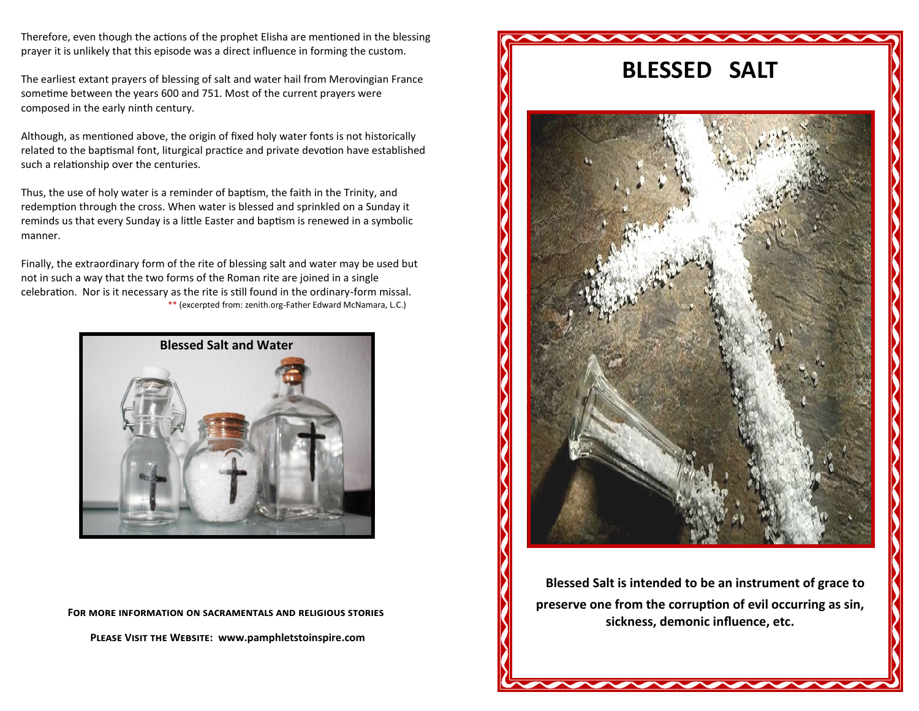Therefore, even though the actions of the prophet Elisha are mentioned in the blessing prayer it is unlikely that this episode was a direct influence in forming the custom.

The earliest extant prayers of blessing of salt and water hail from Merovingian France sometime between the years 600 and 751. Most of the current prayers were composed in the early ninth century.

Although, as mentioned above, the origin of fixed holy water fonts is not historically related to the baptismal font, liturgical practice and private devotion have established such a relationship over the centuries.

Thus, the use of holy water is a reminder of baptism, the faith in the Trinity, and redemption through the cross. When water is blessed and sprinkled on a Sunday it reminds us that every Sunday is a little Easter and baptism is renewed in a symbolic manner.

Finally, the extraordinary form of the rite of blessing salt and water may be used but not in such a way that the two forms of the Roman rite are joined in a single celebration. Nor is it necessary as the rite is still found in the ordinary-form missal.

** (excerpted from: zenith.org-Father Edward McNamara, L.C.)

**Blessed Salt and Water**

**For more information on sacramentals and religious stories**

**Please Visit the Website: www.pamphletstoinspire.com**

# BLESSED SALT

**Blessed Salt is intended to be an instrument of grace to preserve one from the corruption of evil occurring as sin, sickness, demonic influence, etc.**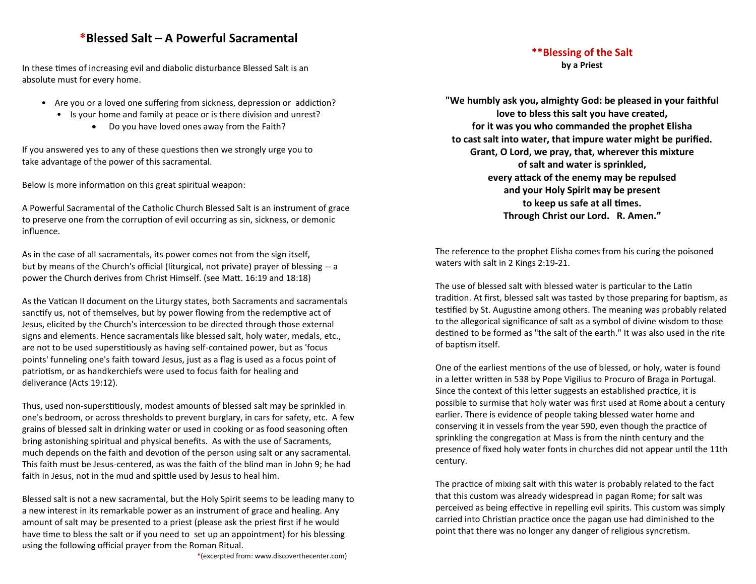## \*Blessed Salt – A Powerful Sacramental

In these times of increasing evil and diabolic disturbance Blessed Salt is an absolute must for every home.

- Are you or a loved one suffering from sickness, depression or addiction?
  - Is your home and family at peace or is there division and unrest?
    - Do you have loved ones away from the Faith?

If you answered yes to any of these questions then we strongly urge you to take advantage of the power of this sacramental.

Below is more information on this great spiritual weapon:

A Powerful Sacramental of the Catholic Church Blessed Salt is an instrument of grace to preserve one from the corruption of evil occurring as sin, sickness, or demonic influence.

As in the case of all sacramentals, its power comes not from the sign itself, but by means of the Church's official (liturgical, not private) prayer of blessing -- a power the Church derives from Christ Himself. (see Matt. 16:19 and 18:18)

As the Vatican II document on the Liturgy states, both Sacraments and sacramentals sanctify us, not of themselves, but by power flowing from the redemptive act of Jesus, elicited by the Church's intercession to be directed through those external signs and elements. Hence sacramentals like blessed salt, holy water, medals, etc., are not to be used superstitiously as having self-contained power, but as 'focus points' funneling one's faith toward Jesus, just as a flag is used as a focus point of patriotism, or as handkerchiefs were used to focus faith for healing and deliverance (Acts 19:12).

Thus, used non-superstitiously, modest amounts of blessed salt may be sprinkled in one's bedroom, or across thresholds to prevent burglary, in cars for safety, etc. A few grains of blessed salt in drinking water or used in cooking or as food seasoning often bring astonishing spiritual and physical benefits. As with the use of Sacraments, much depends on the faith and devotion of the person using salt or any sacramental. This faith must be Jesus-centered, as was the faith of the blind man in John 9; he had faith in Jesus, not in the mud and spittle used by Jesus to heal him.

Blessed salt is not a new sacramental, but the Holy Spirit seems to be leading many to a new interest in its remarkable power as an instrument of grace and healing. Any amount of salt may be presented to a priest (please ask the priest first if he would have time to bless the salt or if you need to set up an appointment) for his blessing using the following official prayer from the Roman Ritual.

\*(excerpted from: www.discoverthecenter.com)

## \*\*Blessing of the Salt

**by a Priest**

**"We humbly ask you, almighty God: be pleased in your faithful love to bless this salt you have created, for it was you who commanded the prophet Elisha to cast salt into water, that impure water might be purified. Grant, O Lord, we pray, that, wherever this mixture of salt and water is sprinkled, every attack of the enemy may be repulsed and your Holy Spirit may be present to keep us safe at all times. Through Christ our Lord. R. Amen."**

The reference to the prophet Elisha comes from his curing the poisoned waters with salt in 2 Kings 2:19-21.

The use of blessed salt with blessed water is particular to the Latin tradition. At first, blessed salt was tasted by those preparing for baptism, as testified by St. Augustine among others. The meaning was probably related to the allegorical significance of salt as a symbol of divine wisdom to those destined to be formed as "the salt of the earth." It was also used in the rite of baptism itself.

One of the earliest mentions of the use of blessed, or holy, water is found in a letter written in 538 by Pope Vigilius to Procuro of Braga in Portugal. Since the context of this letter suggests an established practice, it is possible to surmise that holy water was first used at Rome about a century earlier. There is evidence of people taking blessed water home and conserving it in vessels from the year 590, even though the practice of sprinkling the congregation at Mass is from the ninth century and the presence of fixed holy water fonts in churches did not appear until the 11th century.

The practice of mixing salt with this water is probably related to the fact that this custom was already widespread in pagan Rome; for salt was perceived as being effective in repelling evil spirits. This custom was simply carried into Christian practice once the pagan use had diminished to the point that there was no longer any danger of religious syncretism.